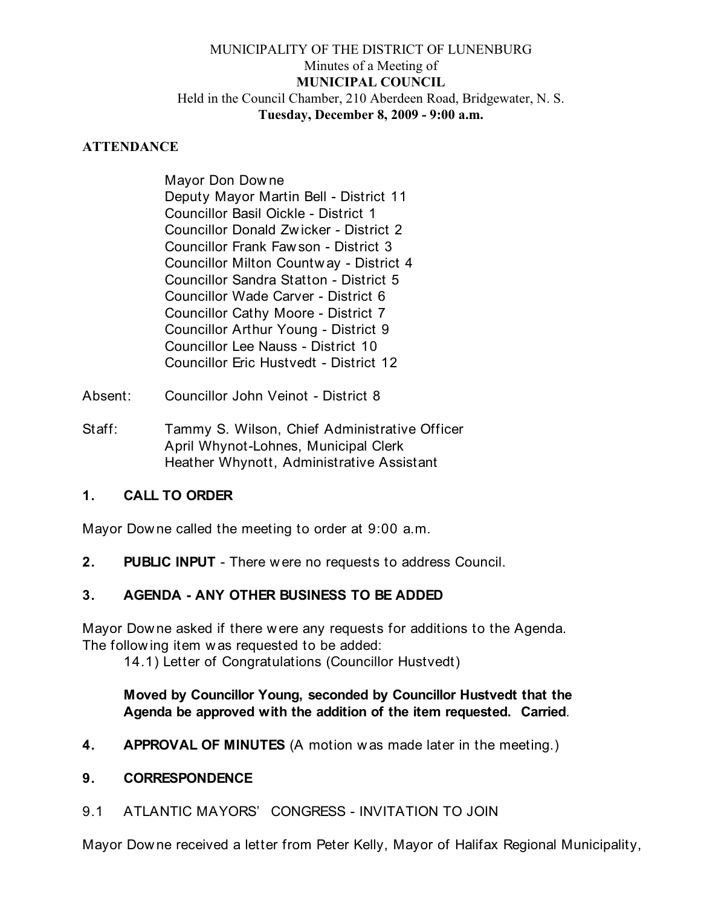MUNICIPALITY OF THE DISTRICT OF LUNENBURG
Minutes of a Meeting of
**MUNICIPAL COUNCIL**
Held in the Council Chamber, 210 Aberdeen Road, Bridgewater, N. S.
**Tuesday, December 8, 2009 - 9:00 a.m.**

**ATTENDANCE**

Mayor Don Downe
Deputy Mayor Martin Bell - District 11
Councillor Basil Oickle - District 1
Councillor Donald Zwicker - District 2
Councillor Frank Fawson - District 3
Councillor Milton Countway - District 4
Councillor Sandra Statton - District 5
Councillor Wade Carver - District 6
Councillor Cathy Moore - District 7
Councillor Arthur Young - District 9
Councillor Lee Nauss - District 10
Councillor Eric Hustvedt - District 12

Absent: Councillor John Veinot - District 8

Staff: Tammy S. Wilson, Chief Administrative Officer
April Whynot-Lohnes, Municipal Clerk
Heather Whynott, Administrative Assistant

## 1. CALL TO ORDER

Mayor Downe called the meeting to order at 9:00 a.m.

**2. PUBLIC INPUT** - There were no requests to address Council.

## 3. AGENDA - ANY OTHER BUSINESS TO BE ADDED

Mayor Downe asked if there were any requests for additions to the Agenda. The following item was requested to be added:
14.1) Letter of Congratulations (Councillor Hustvedt)

**Moved by Councillor Young, seconded by Councillor Hustvedt that the Agenda be approved with the addition of the item requested. Carried**.

**4. APPROVAL OF MINUTES** (A motion was made later in the meeting.)

## 9. CORRESPONDENCE

9.1 ATLANTIC MAYORS' CONGRESS - INVITATION TO JOIN

Mayor Downe received a letter from Peter Kelly, Mayor of Halifax Regional Municipality,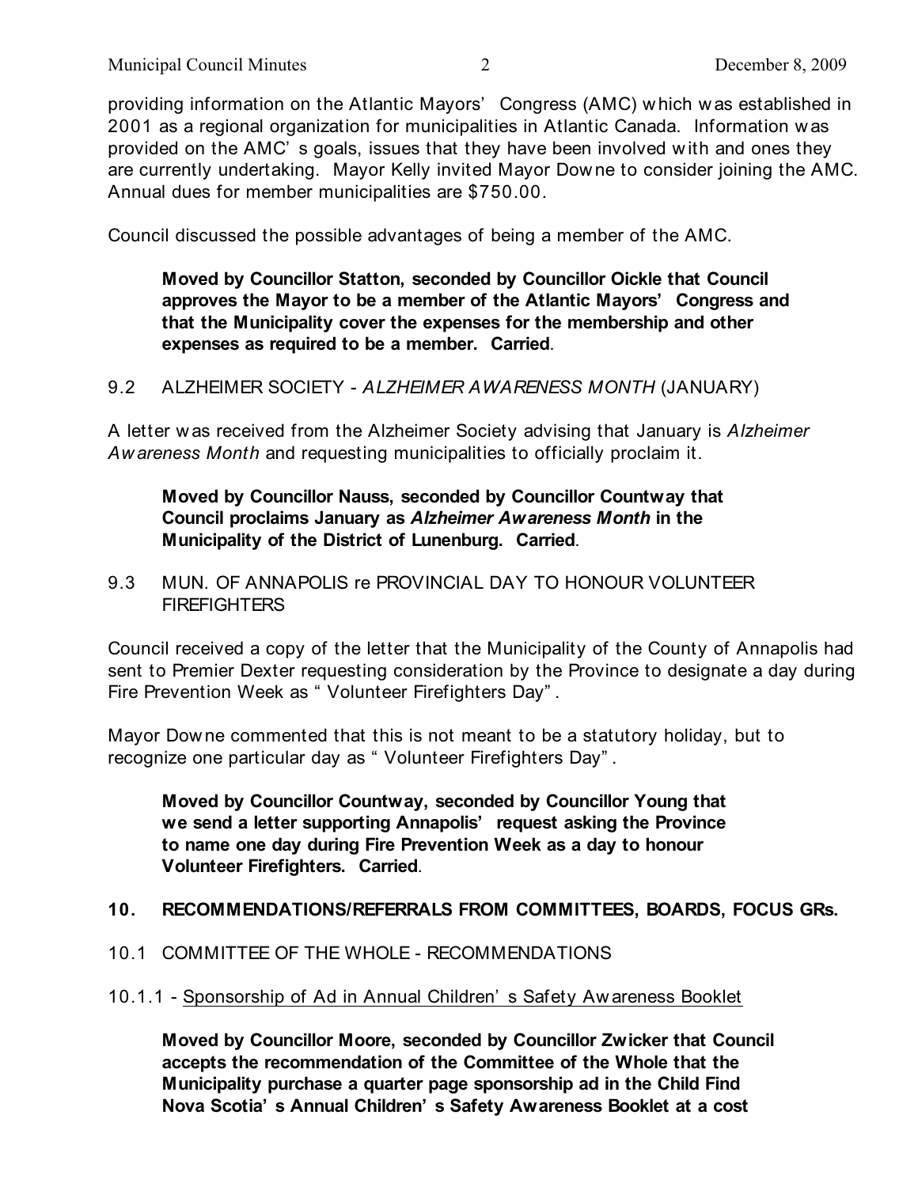providing information on the Atlantic Mayors' Congress (AMC) which was established in 2001 as a regional organization for municipalities in Atlantic Canada. Information was provided on the AMC's goals, issues that they have been involved with and ones they are currently undertaking. Mayor Kelly invited Mayor Downe to consider joining the AMC. Annual dues for member municipalities are $750.00.

Council discussed the possible advantages of being a member of the AMC.

> **Moved by Councillor Statton, seconded by Councillor Oickle that Council approves the Mayor to be a member of the Atlantic Mayors' Congress and that the Municipality cover the expenses for the membership and other expenses as required to be a member. Carried**.

9.2 ALZHEIMER SOCIETY - *ALZHEIMER AWARENESS MONTH* (JANUARY)

A letter was received from the Alzheimer Society advising that January is *Alzheimer Awareness Month* and requesting municipalities to officially proclaim it.

> **Moved by Councillor Nauss, seconded by Councillor Countway that Council proclaims January as *Alzheimer Awareness Month* in the Municipality of the District of Lunenburg. Carried**.

9.3 MUN. OF ANNAPOLIS re PROVINCIAL DAY TO HONOUR VOLUNTEER FIREFIGHTERS

Council received a copy of the letter that the Municipality of the County of Annapolis had sent to Premier Dexter requesting consideration by the Province to designate a day during Fire Prevention Week as "Volunteer Firefighters Day".

Mayor Downe commented that this is not meant to be a statutory holiday, but to recognize one particular day as "Volunteer Firefighters Day".

> **Moved by Councillor Countway, seconded by Councillor Young that we send a letter supporting Annapolis' request asking the Province to name one day during Fire Prevention Week as a day to honour Volunteer Firefighters. Carried**.

**10. RECOMMENDATIONS/REFERRALS FROM COMMITTEES, BOARDS, FOCUS GRs.**

10.1 COMMITTEE OF THE WHOLE - RECOMMENDATIONS

10.1.1 - Sponsorship of Ad in Annual Children's Safety Awareness Booklet

> **Moved by Councillor Moore, seconded by Councillor Zwicker that Council accepts the recommendation of the Committee of the Whole that the Municipality purchase a quarter page sponsorship ad in the Child Find Nova Scotia's Annual Children's Safety Awareness Booklet at a cost**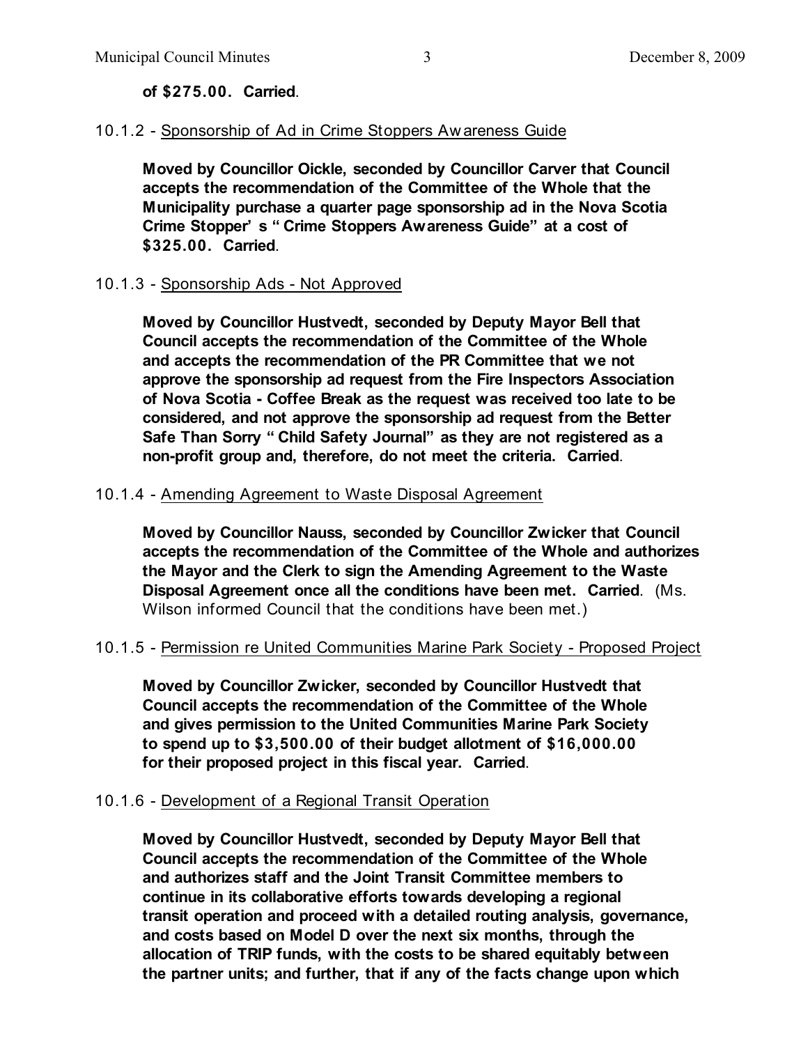**of $275.00. Carried**.

10.1.2 - Sponsorship of Ad in Crime Stoppers Awareness Guide

> **Moved by Councillor Oickle, seconded by Councillor Carver that Council accepts the recommendation of the Committee of the Whole that the Municipality purchase a quarter page sponsorship ad in the Nova Scotia Crime Stopper's "Crime Stoppers Awareness Guide" at a cost of $325.00. Carried**.

10.1.3 - Sponsorship Ads - Not Approved

> **Moved by Councillor Hustvedt, seconded by Deputy Mayor Bell that Council accepts the recommendation of the Committee of the Whole and accepts the recommendation of the PR Committee that we not approve the sponsorship ad request from the Fire Inspectors Association of Nova Scotia - Coffee Break as the request was received too late to be considered, and not approve the sponsorship ad request from the Better Safe Than Sorry "Child Safety Journal" as they are not registered as a non-profit group and, therefore, do not meet the criteria. Carried**.

10.1.4 - Amending Agreement to Waste Disposal Agreement

> **Moved by Councillor Nauss, seconded by Councillor Zwicker that Council accepts the recommendation of the Committee of the Whole and authorizes the Mayor and the Clerk to sign the Amending Agreement to the Waste Disposal Agreement once all the conditions have been met. Carried**. (Ms. Wilson informed Council that the conditions have been met.)

10.1.5 - Permission re United Communities Marine Park Society - Proposed Project

> **Moved by Councillor Zwicker, seconded by Councillor Hustvedt that Council accepts the recommendation of the Committee of the Whole and gives permission to the United Communities Marine Park Society to spend up to $3,500.00 of their budget allotment of $16,000.00 for their proposed project in this fiscal year. Carried**.

10.1.6 - Development of a Regional Transit Operation

> **Moved by Councillor Hustvedt, seconded by Deputy Mayor Bell that Council accepts the recommendation of the Committee of the Whole and authorizes staff and the Joint Transit Committee members to continue in its collaborative efforts towards developing a regional transit operation and proceed with a detailed routing analysis, governance, and costs based on Model D over the next six months, through the allocation of TRIP funds, with the costs to be shared equitably between the partner units; and further, that if any of the facts change upon which**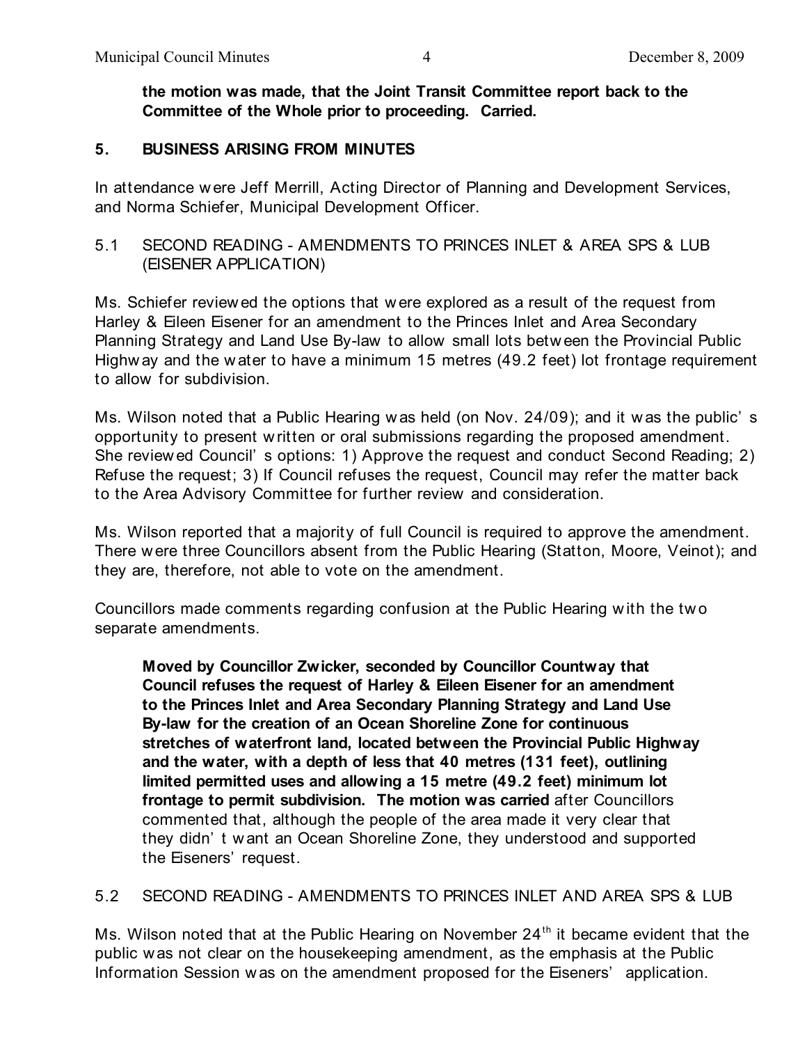**the motion was made, that the Joint Transit Committee report back to the Committee of the Whole prior to proceeding. Carried.**

## 5. BUSINESS ARISING FROM MINUTES

In attendance were Jeff Merrill, Acting Director of Planning and Development Services, and Norma Schiefer, Municipal Development Officer.

### 5.1 SECOND READING - AMENDMENTS TO PRINCES INLET & AREA SPS & LUB (EISENER APPLICATION)

Ms. Schiefer reviewed the options that were explored as a result of the request from Harley & Eileen Eisener for an amendment to the Princes Inlet and Area Secondary Planning Strategy and Land Use By-law to allow small lots between the Provincial Public Highway and the water to have a minimum 15 metres (49.2 feet) lot frontage requirement to allow for subdivision.

Ms. Wilson noted that a Public Hearing was held (on Nov. 24/09); and it was the public's opportunity to present written or oral submissions regarding the proposed amendment. She reviewed Council's options: 1) Approve the request and conduct Second Reading; 2) Refuse the request; 3) If Council refuses the request, Council may refer the matter back to the Area Advisory Committee for further review and consideration.

Ms. Wilson reported that a majority of full Council is required to approve the amendment. There were three Councillors absent from the Public Hearing (Statton, Moore, Veinot); and they are, therefore, not able to vote on the amendment.

Councillors made comments regarding confusion at the Public Hearing with the two separate amendments.

> **Moved by Councillor Zwicker, seconded by Councillor Countway that Council refuses the request of Harley & Eileen Eisener for an amendment to the Princes Inlet and Area Secondary Planning Strategy and Land Use By-law for the creation of an Ocean Shoreline Zone for continuous stretches of waterfront land, located between the Provincial Public Highway and the water, with a depth of less that 40 metres (131 feet), outlining limited permitted uses and allowing a 15 metre (49.2 feet) minimum lot frontage to permit subdivision. The motion was carried** after Councillors commented that, although the people of the area made it very clear that they didn't want an Ocean Shoreline Zone, they understood and supported the Eiseners' request.

### 5.2 SECOND READING - AMENDMENTS TO PRINCES INLET AND AREA SPS & LUB

Ms. Wilson noted that at the Public Hearing on November 24th it became evident that the public was not clear on the housekeeping amendment, as the emphasis at the Public Information Session was on the amendment proposed for the Eiseners' application.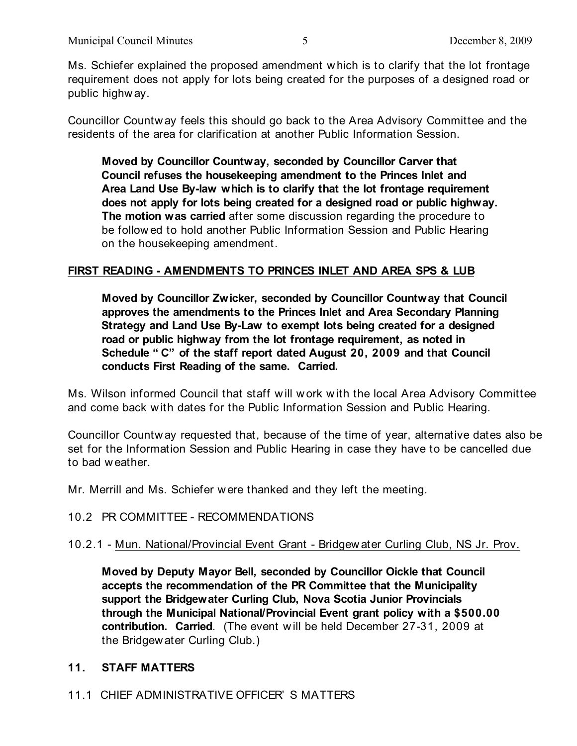Ms. Schiefer explained the proposed amendment which is to clarify that the lot frontage requirement does not apply for lots being created for the purposes of a designed road or public highway.

Councillor Countway feels this should go back to the Area Advisory Committee and the residents of the area for clarification at another Public Information Session.

> **Moved by Councillor Countway, seconded by Councillor Carver that Council refuses the housekeeping amendment to the Princes Inlet and Area Land Use By-law which is to clarify that the lot frontage requirement does not apply for lots being created for a designed road or public highway. The motion was carried** after some discussion regarding the procedure to be followed to hold another Public Information Session and Public Hearing on the housekeeping amendment.

**FIRST READING - AMENDMENTS TO PRINCES INLET AND AREA SPS & LUB**

> **Moved by Councillor Zwicker, seconded by Councillor Countway that Council approves the amendments to the Princes Inlet and Area Secondary Planning Strategy and Land Use By-Law to exempt lots being created for a designed road or public highway from the lot frontage requirement, as noted in Schedule "C" of the staff report dated August 20, 2009 and that Council conducts First Reading of the same. Carried.**

Ms. Wilson informed Council that staff will work with the local Area Advisory Committee and come back with dates for the Public Information Session and Public Hearing.

Councillor Countway requested that, because of the time of year, alternative dates also be set for the Information Session and Public Hearing in case they have to be cancelled due to bad weather.

Mr. Merrill and Ms. Schiefer were thanked and they left the meeting.

10.2 PR COMMITTEE - RECOMMENDATIONS

10.2.1 - Mun. National/Provincial Event Grant - Bridgewater Curling Club, NS Jr. Prov.

> **Moved by Deputy Mayor Bell, seconded by Councillor Oickle that Council accepts the recommendation of the PR Committee that the Municipality support the Bridgewater Curling Club, Nova Scotia Junior Provincials through the Municipal National/Provincial Event grant policy with a $500.00 contribution. Carried**. (The event will be held December 27-31, 2009 at the Bridgewater Curling Club.)

## 11. STAFF MATTERS

11.1 CHIEF ADMINISTRATIVE OFFICER'S MATTERS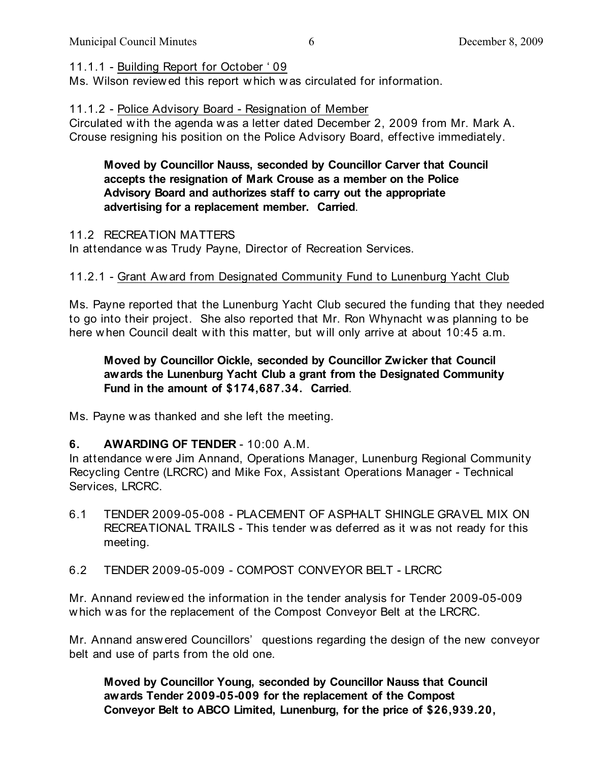11.1.1 - Building Report for October ' 09

Ms. Wilson reviewed this report which was circulated for information.

11.1.2 - Police Advisory Board - Resignation of Member

Circulated with the agenda was a letter dated December 2, 2009 from Mr. Mark A. Crouse resigning his position on the Police Advisory Board, effective immediately.

> **Moved by Councillor Nauss, seconded by Councillor Carver that Council accepts the resignation of Mark Crouse as a member on the Police Advisory Board and authorizes staff to carry out the appropriate advertising for a replacement member. Carried**.

11.2 RECREATION MATTERS

In attendance was Trudy Payne, Director of Recreation Services.

11.2.1 - Grant Award from Designated Community Fund to Lunenburg Yacht Club

Ms. Payne reported that the Lunenburg Yacht Club secured the funding that they needed to go into their project. She also reported that Mr. Ron Whynacht was planning to be here when Council dealt with this matter, but will only arrive at about 10:45 a.m.

> **Moved by Councillor Oickle, seconded by Councillor Zwicker that Council awards the Lunenburg Yacht Club a grant from the Designated Community Fund in the amount of $174,687.34. Carried**.

Ms. Payne was thanked and she left the meeting.

**6. AWARDING OF TENDER** - 10:00 A.M.

In attendance were Jim Annand, Operations Manager, Lunenburg Regional Community Recycling Centre (LRCRC) and Mike Fox, Assistant Operations Manager - Technical Services, LRCRC.

6.1 TENDER 2009-05-008 - PLACEMENT OF ASPHALT SHINGLE GRAVEL MIX ON RECREATIONAL TRAILS - This tender was deferred as it was not ready for this meeting.

6.2 TENDER 2009-05-009 - COMPOST CONVEYOR BELT - LRCRC

Mr. Annand reviewed the information in the tender analysis for Tender 2009-05-009 which was for the replacement of the Compost Conveyor Belt at the LRCRC.

Mr. Annand answered Councillors' questions regarding the design of the new conveyor belt and use of parts from the old one.

> **Moved by Councillor Young, seconded by Councillor Nauss that Council awards Tender 2009-05-009 for the replacement of the Compost Conveyor Belt to ABCO Limited, Lunenburg, for the price of $26,939.20,**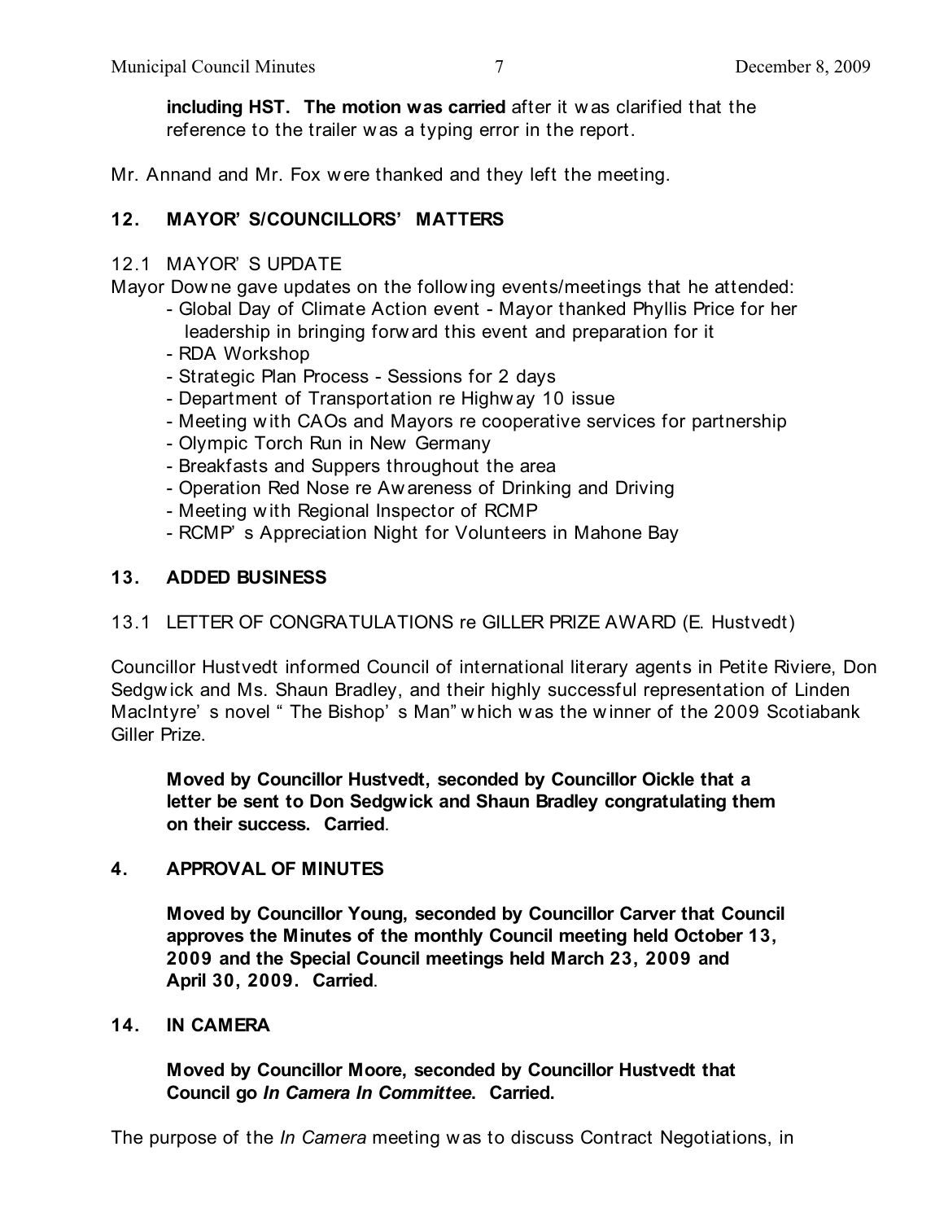**including HST. The motion was carried** after it was clarified that the reference to the trailer was a typing error in the report.

Mr. Annand and Mr. Fox were thanked and they left the meeting.

## 12. MAYOR'S/COUNCILLORS' MATTERS

### 12.1 MAYOR'S UPDATE

Mayor Downe gave updates on the following events/meetings that he attended:

- Global Day of Climate Action event - Mayor thanked Phyllis Price for her leadership in bringing forward this event and preparation for it
- RDA Workshop
- Strategic Plan Process - Sessions for 2 days
- Department of Transportation re Highway 10 issue
- Meeting with CAOs and Mayors re cooperative services for partnership
- Olympic Torch Run in New Germany
- Breakfasts and Suppers throughout the area
- Operation Red Nose re Awareness of Drinking and Driving
- Meeting with Regional Inspector of RCMP
- RCMP's Appreciation Night for Volunteers in Mahone Bay

## 13. ADDED BUSINESS

### 13.1 LETTER OF CONGRATULATIONS re GILLER PRIZE AWARD (E. Hustvedt)

Councillor Hustvedt informed Council of international literary agents in Petite Riviere, Don Sedgwick and Ms. Shaun Bradley, and their highly successful representation of Linden MacIntyre's novel "The Bishop's Man" which was the winner of the 2009 Scotiabank Giller Prize.

**Moved by Councillor Hustvedt, seconded by Councillor Oickle that a letter be sent to Don Sedgwick and Shaun Bradley congratulating them on their success. Carried**.

## 4. APPROVAL OF MINUTES

**Moved by Councillor Young, seconded by Councillor Carver that Council approves the Minutes of the monthly Council meeting held October 13, 2009 and the Special Council meetings held March 23, 2009 and April 30, 2009. Carried**.

## 14. IN CAMERA

**Moved by Councillor Moore, seconded by Councillor Hustvedt that Council go *In Camera In Committee*. Carried.**

The purpose of the *In Camera* meeting was to discuss Contract Negotiations, in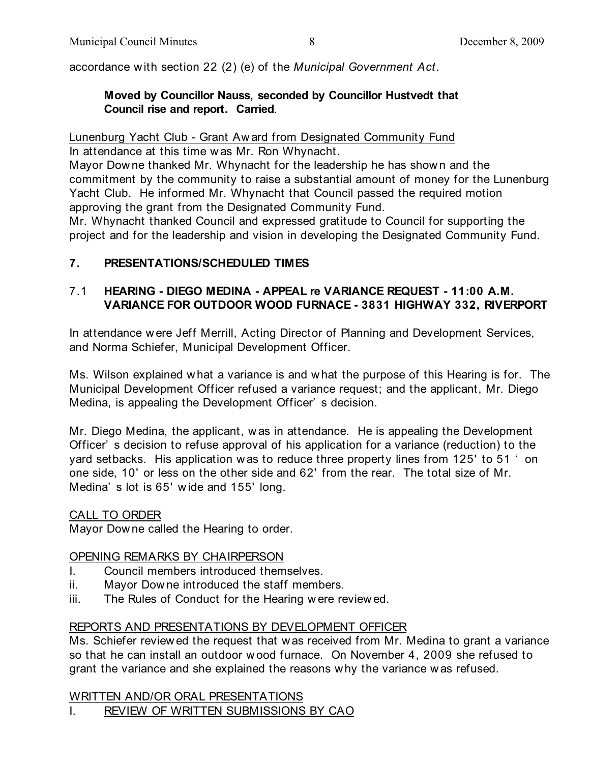accordance with section 22 (2) (e) of the *Municipal Government Act*.

> **Moved by Councillor Nauss, seconded by Councillor Hustvedt that Council rise and report. Carried**.

Lunenburg Yacht Club - Grant Award from Designated Community Fund

In attendance at this time was Mr. Ron Whynacht.

Mayor Downe thanked Mr. Whynacht for the leadership he has shown and the commitment by the community to raise a substantial amount of money for the Lunenburg Yacht Club. He informed Mr. Whynacht that Council passed the required motion approving the grant from the Designated Community Fund.

Mr. Whynacht thanked Council and expressed gratitude to Council for supporting the project and for the leadership and vision in developing the Designated Community Fund.

## 7. PRESENTATIONS/SCHEDULED TIMES

### 7.1 HEARING - DIEGO MEDINA - APPEAL re VARIANCE REQUEST - 11:00 A.M. VARIANCE FOR OUTDOOR WOOD FURNACE - 3831 HIGHWAY 332, RIVERPORT

In attendance were Jeff Merrill, Acting Director of Planning and Development Services, and Norma Schiefer, Municipal Development Officer.

Ms. Wilson explained what a variance is and what the purpose of this Hearing is for. The Municipal Development Officer refused a variance request; and the applicant, Mr. Diego Medina, is appealing the Development Officer's decision.

Mr. Diego Medina, the applicant, was in attendance. He is appealing the Development Officer's decision to refuse approval of his application for a variance (reduction) to the yard setbacks. His application was to reduce three property lines from 125' to 51 ' on one side, 10' or less on the other side and 62' from the rear. The total size of Mr. Medina's lot is 65' wide and 155' long.

CALL TO ORDER

Mayor Downe called the Hearing to order.

OPENING REMARKS BY CHAIRPERSON

- I. Council members introduced themselves.
- ii. Mayor Downe introduced the staff members.
- iii. The Rules of Conduct for the Hearing were reviewed.

REPORTS AND PRESENTATIONS BY DEVELOPMENT OFFICER

Ms. Schiefer reviewed the request that was received from Mr. Medina to grant a variance so that he can install an outdoor wood furnace. On November 4, 2009 she refused to grant the variance and she explained the reasons why the variance was refused.

WRITTEN AND/OR ORAL PRESENTATIONS

I. REVIEW OF WRITTEN SUBMISSIONS BY CAO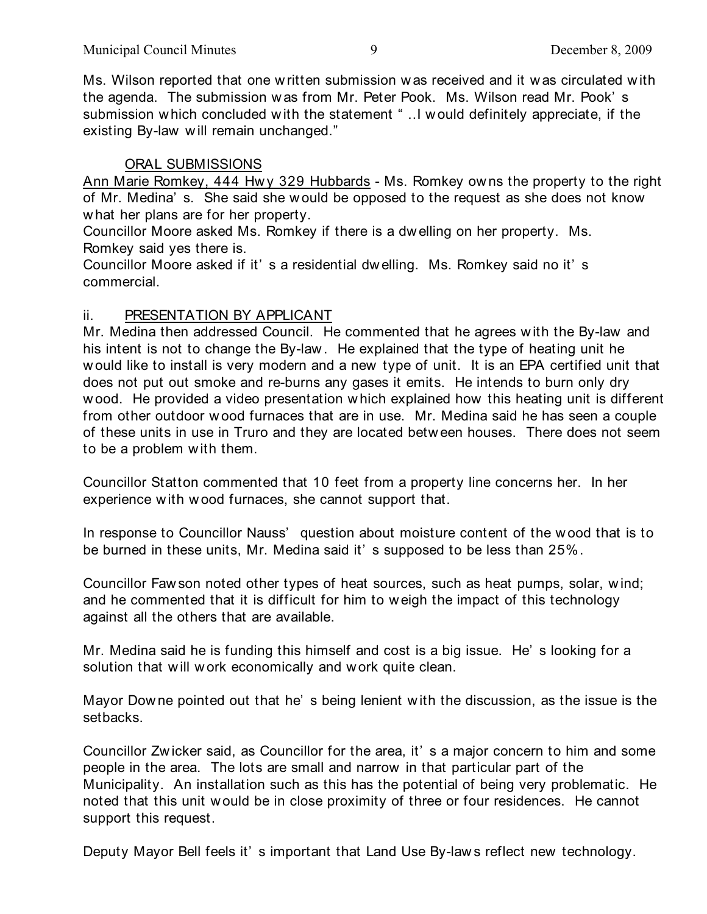Ms. Wilson reported that one written submission was received and it was circulated with the agenda. The submission was from Mr. Peter Pook. Ms. Wilson read Mr. Pook's submission which concluded with the statement " ..I would definitely appreciate, if the existing By-law will remain unchanged."

ORAL SUBMISSIONS

Ann Marie Romkey, 444 Hwy 329 Hubbards - Ms. Romkey owns the property to the right of Mr. Medina's. She said she would be opposed to the request as she does not know what her plans are for her property.

Councillor Moore asked Ms. Romkey if there is a dwelling on her property. Ms. Romkey said yes there is.

Councillor Moore asked if it's a residential dwelling. Ms. Romkey said no it's commercial.

ii. PRESENTATION BY APPLICANT

Mr. Medina then addressed Council. He commented that he agrees with the By-law and his intent is not to change the By-law. He explained that the type of heating unit he would like to install is very modern and a new type of unit. It is an EPA certified unit that does not put out smoke and re-burns any gases it emits. He intends to burn only dry wood. He provided a video presentation which explained how this heating unit is different from other outdoor wood furnaces that are in use. Mr. Medina said he has seen a couple of these units in use in Truro and they are located between houses. There does not seem to be a problem with them.

Councillor Statton commented that 10 feet from a property line concerns her. In her experience with wood furnaces, she cannot support that.

In response to Councillor Nauss' question about moisture content of the wood that is to be burned in these units, Mr. Medina said it's supposed to be less than 25%.

Councillor Fawson noted other types of heat sources, such as heat pumps, solar, wind; and he commented that it is difficult for him to weigh the impact of this technology against all the others that are available.

Mr. Medina said he is funding this himself and cost is a big issue. He's looking for a solution that will work economically and work quite clean.

Mayor Downe pointed out that he's being lenient with the discussion, as the issue is the setbacks.

Councillor Zwicker said, as Councillor for the area, it's a major concern to him and some people in the area. The lots are small and narrow in that particular part of the Municipality. An installation such as this has the potential of being very problematic. He noted that this unit would be in close proximity of three or four residences. He cannot support this request.

Deputy Mayor Bell feels it's important that Land Use By-laws reflect new technology.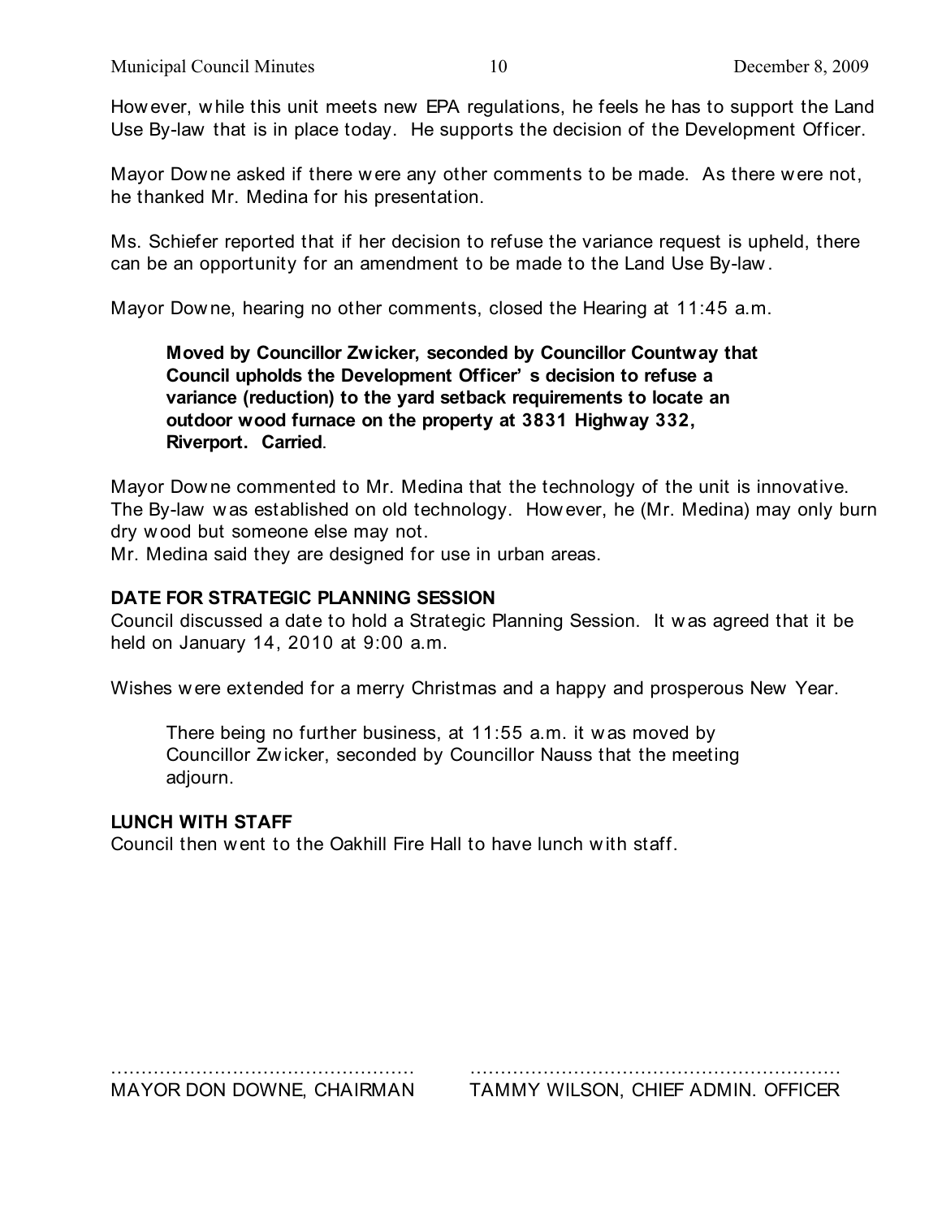However, while this unit meets new EPA regulations, he feels he has to support the Land Use By-law that is in place today. He supports the decision of the Development Officer.

Mayor Downe asked if there were any other comments to be made. As there were not, he thanked Mr. Medina for his presentation.

Ms. Schiefer reported that if her decision to refuse the variance request is upheld, there can be an opportunity for an amendment to be made to the Land Use By-law.

Mayor Downe, hearing no other comments, closed the Hearing at 11:45 a.m.

> **Moved by Councillor Zwicker, seconded by Councillor Countway that Council upholds the Development Officer's decision to refuse a variance (reduction) to the yard setback requirements to locate an outdoor wood furnace on the property at 3831 Highway 332, Riverport. Carried**.

Mayor Downe commented to Mr. Medina that the technology of the unit is innovative. The By-law was established on old technology. However, he (Mr. Medina) may only burn dry wood but someone else may not.
Mr. Medina said they are designed for use in urban areas.

**DATE FOR STRATEGIC PLANNING SESSION**
Council discussed a date to hold a Strategic Planning Session. It was agreed that it be held on January 14, 2010 at 9:00 a.m.

Wishes were extended for a merry Christmas and a happy and prosperous New Year.

> There being no further business, at 11:55 a.m. it was moved by Councillor Zwicker, seconded by Councillor Nauss that the meeting adjourn.

**LUNCH WITH STAFF**
Council then went to the Oakhill Fire Hall to have lunch with staff.

……………………………………………
MAYOR DON DOWNE, CHAIRMAN

……………………………………………………
TAMMY WILSON, CHIEF ADMIN. OFFICER